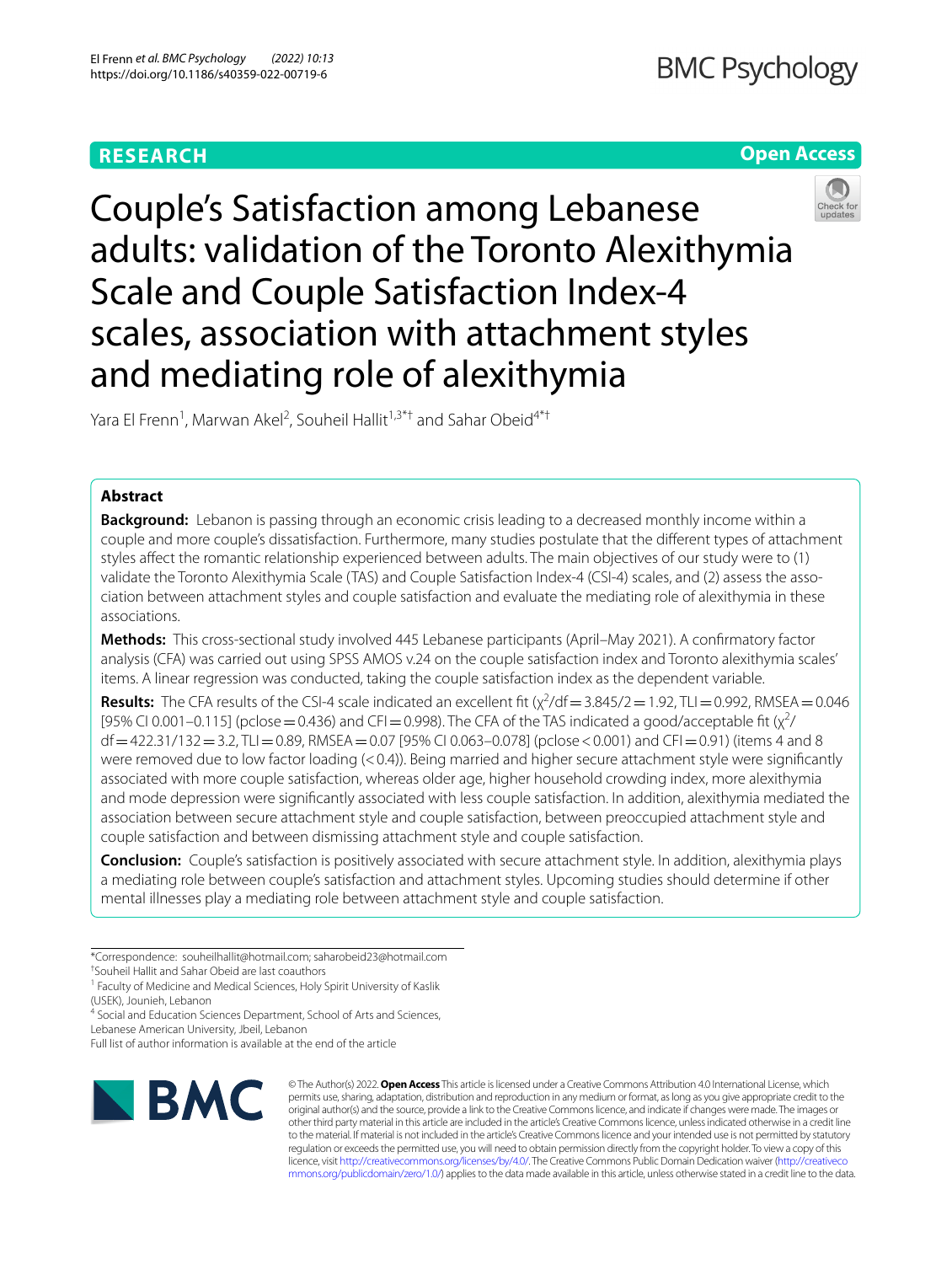**RESEARCH** **Open Access**

# Couple's Satisfaction among Lebanese adults: validation of the Toronto Alexithymia Scale and Couple Satisfaction Index-4 scales, association with attachment styles and mediating role of alexithymia

Yara El Frenn[1], Marwan Akel[2], Souheil Hallit[1,3*†] and Sahar Obeid[4*†]

## Abstract

**Background:** Lebanon is passing through an economic crisis leading to a decreased monthly income within a couple and more couple's dissatisfaction. Furthermore, many studies postulate that the different types of attachment styles affect the romantic relationship experienced between adults. The main objectives of our study were to (1) validate the Toronto Alexithymia Scale (TAS) and Couple Satisfaction Index-4 (CSI-4) scales, and (2) assess the association between attachment styles and couple satisfaction and evaluate the mediating role of alexithymia in these associations.

**Methods:** This cross-sectional study involved 445 Lebanese participants (April–May 2021). A confirmatory factor analysis (CFA) was carried out using SPSS AMOS v.24 on the couple satisfaction index and Toronto alexithymia scales' items. A linear regression was conducted, taking the couple satisfaction index as the dependent variable.

**Results:** The CFA results of the CSI-4 scale indicated an excellent fit ($\chi^2$/df = 3.845/2 = 1.92, TLI = 0.992, RMSEA = 0.046 [95% CI 0.001–0.115] (pclose = 0.436) and CFI = 0.998). The CFA of the TAS indicated a good/acceptable fit ($\chi^2$/df = 422.31/132 = 3.2, TLI = 0.89, RMSEA = 0.07 [95% CI 0.063–0.078] (pclose < 0.001) and CFI = 0.91) (items 4 and 8 were removed due to low factor loading (< 0.4)). Being married and higher secure attachment style were significantly associated with more couple satisfaction, whereas older age, higher household crowding index, more alexithymia and mode depression were significantly associated with less couple satisfaction. In addition, alexithymia mediated the association between secure attachment style and couple satisfaction, between preoccupied attachment style and couple satisfaction and between dismissing attachment style and couple satisfaction.

**Conclusion:** Couple's satisfaction is positively associated with secure attachment style. In addition, alexithymia plays a mediating role between couple's satisfaction and attachment styles. Upcoming studies should determine if other mental illnesses play a mediating role between attachment style and couple satisfaction.

*Correspondence: souheilhallit@hotmail.com; saharobeid23@hotmail.com
†Souheil Hallit and Sahar Obeid are last coauthors
[1] Faculty of Medicine and Medical Sciences, Holy Spirit University of Kaslik (USEK), Jounieh, Lebanon
[4] Social and Education Sciences Department, School of Arts and Sciences, Lebanese American University, Jbeil, Lebanon
Full list of author information is available at the end of the article

© The Author(s) 2022. **Open Access** This article is licensed under a Creative Commons Attribution 4.0 International License, which permits use, sharing, adaptation, distribution and reproduction in any medium or format, as long as you give appropriate credit to the original author(s) and the source, provide a link to the Creative Commons licence, and indicate if changes were made. The images or other third party material in this article are included in the article's Creative Commons licence, unless indicated otherwise in a credit line to the material. If material is not included in the article's Creative Commons licence and your intended use is not permitted by statutory regulation or exceeds the permitted use, you will need to obtain permission directly from the copyright holder. To view a copy of this licence, visit http://creativecommons.org/licenses/by/4.0/. The Creative Commons Public Domain Dedication waiver (http://creativecommons.org/publicdomain/zero/1.0/) applies to the data made available in this article, unless otherwise stated in a credit line to the data.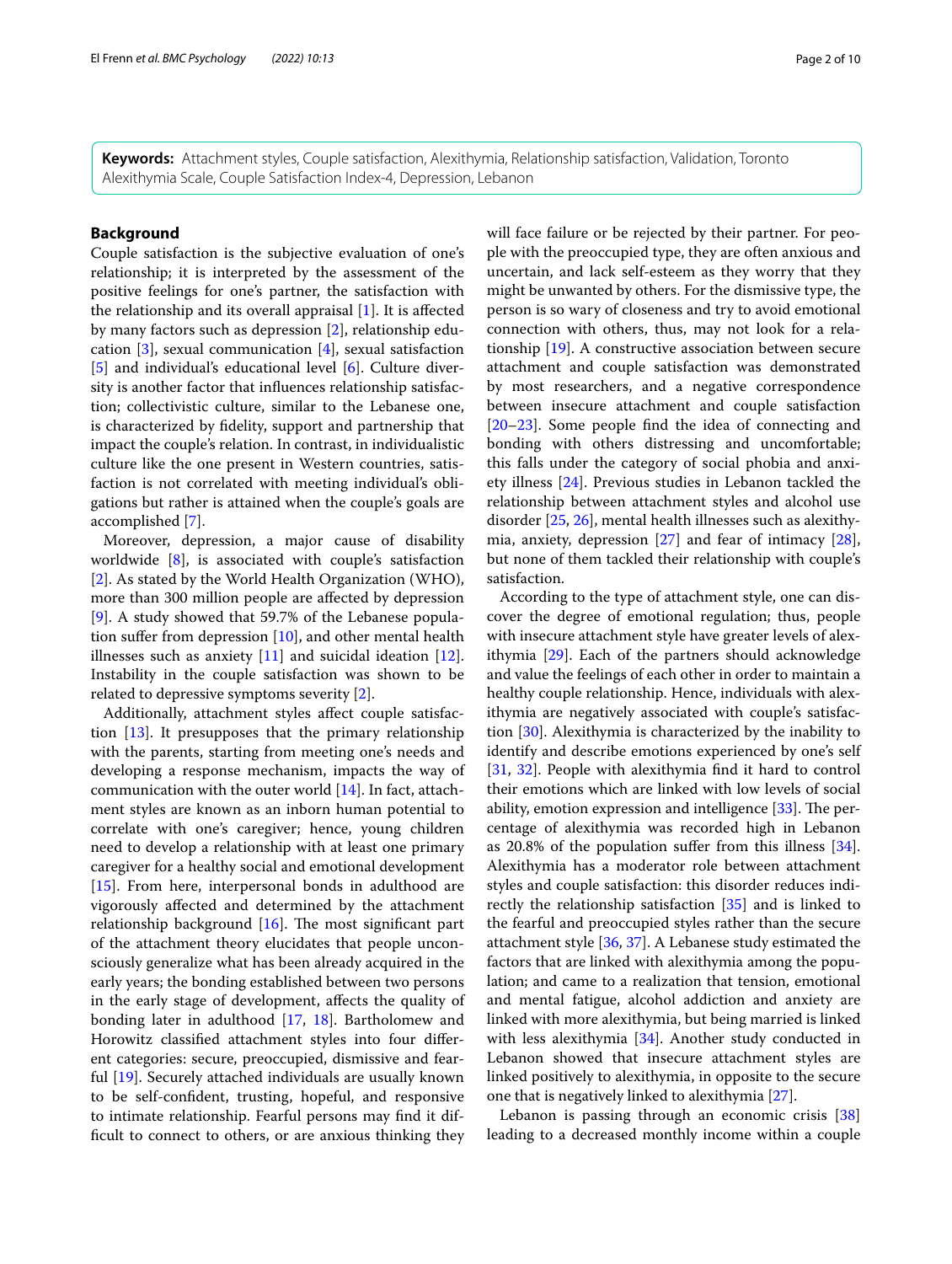**Keywords:** Attachment styles, Couple satisfaction, Alexithymia, Relationship satisfaction, Validation, Toronto Alexithymia Scale, Couple Satisfaction Index-4, Depression, Lebanon

## Background

Couple satisfaction is the subjective evaluation of one's relationship; it is interpreted by the assessment of the positive feelings for one's partner, the satisfaction with the relationship and its overall appraisal [1]. It is affected by many factors such as depression [2], relationship education [3], sexual communication [4], sexual satisfaction [5] and individual's educational level [6]. Culture diversity is another factor that influences relationship satisfaction; collectivistic culture, similar to the Lebanese one, is characterized by fidelity, support and partnership that impact the couple's relation. In contrast, in individualistic culture like the one present in Western countries, satisfaction is not correlated with meeting individual's obligations but rather is attained when the couple's goals are accomplished [7].

Moreover, depression, a major cause of disability worldwide [8], is associated with couple's satisfaction [2]. As stated by the World Health Organization (WHO), more than 300 million people are affected by depression [9]. A study showed that 59.7% of the Lebanese population suffer from depression [10], and other mental health illnesses such as anxiety [11] and suicidal ideation [12]. Instability in the couple satisfaction was shown to be related to depressive symptoms severity [2].

Additionally, attachment styles affect couple satisfaction [13]. It presupposes that the primary relationship with the parents, starting from meeting one's needs and developing a response mechanism, impacts the way of communication with the outer world [14]. In fact, attachment styles are known as an inborn human potential to correlate with one's caregiver; hence, young children need to develop a relationship with at least one primary caregiver for a healthy social and emotional development [15]. From here, interpersonal bonds in adulthood are vigorously affected and determined by the attachment relationship background [16]. The most significant part of the attachment theory elucidates that people unconsciously generalize what has been already acquired in the early years; the bonding established between two persons in the early stage of development, affects the quality of bonding later in adulthood [17, 18]. Bartholomew and Horowitz classified attachment styles into four different categories: secure, preoccupied, dismissive and fearful [19]. Securely attached individuals are usually known to be self-confident, trusting, hopeful, and responsive to intimate relationship. Fearful persons may find it difficult to connect to others, or are anxious thinking they will face failure or be rejected by their partner. For people with the preoccupied type, they are often anxious and uncertain, and lack self-esteem as they worry that they might be unwanted by others. For the dismissive type, the person is so wary of closeness and try to avoid emotional connection with others, thus, may not look for a relationship [19]. A constructive association between secure attachment and couple satisfaction was demonstrated by most researchers, and a negative correspondence between insecure attachment and couple satisfaction [20–23]. Some people find the idea of connecting and bonding with others distressing and uncomfortable; this falls under the category of social phobia and anxiety illness [24]. Previous studies in Lebanon tackled the relationship between attachment styles and alcohol use disorder [25, 26], mental health illnesses such as alexithymia, anxiety, depression [27] and fear of intimacy [28], but none of them tackled their relationship with couple's satisfaction.

According to the type of attachment style, one can discover the degree of emotional regulation; thus, people with insecure attachment style have greater levels of alexithymia [29]. Each of the partners should acknowledge and value the feelings of each other in order to maintain a healthy couple relationship. Hence, individuals with alexithymia are negatively associated with couple's satisfaction [30]. Alexithymia is characterized by the inability to identify and describe emotions experienced by one's self [31, 32]. People with alexithymia find it hard to control their emotions which are linked with low levels of social ability, emotion expression and intelligence [33]. The percentage of alexithymia was recorded high in Lebanon as 20.8% of the population suffer from this illness [34]. Alexithymia has a moderator role between attachment styles and couple satisfaction: this disorder reduces indirectly the relationship satisfaction [35] and is linked to the fearful and preoccupied styles rather than the secure attachment style [36, 37]. A Lebanese study estimated the factors that are linked with alexithymia among the population; and came to a realization that tension, emotional and mental fatigue, alcohol addiction and anxiety are linked with more alexithymia, but being married is linked with less alexithymia [34]. Another study conducted in Lebanon showed that insecure attachment styles are linked positively to alexithymia, in opposite to the secure one that is negatively linked to alexithymia [27].

Lebanon is passing through an economic crisis [38] leading to a decreased monthly income within a couple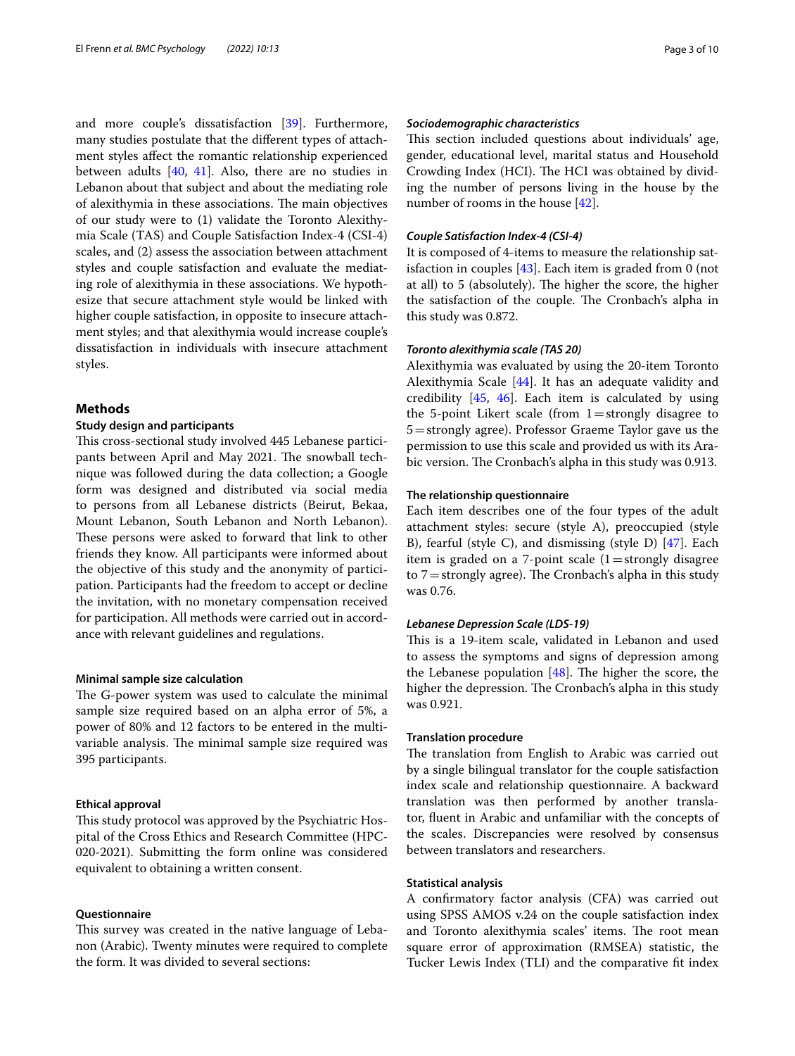and more couple's dissatisfaction [39]. Furthermore, many studies postulate that the different types of attachment styles affect the romantic relationship experienced between adults [40, 41]. Also, there are no studies in Lebanon about that subject and about the mediating role of alexithymia in these associations. The main objectives of our study were to (1) validate the Toronto Alexithymia Scale (TAS) and Couple Satisfaction Index-4 (CSI-4) scales, and (2) assess the association between attachment styles and couple satisfaction and evaluate the mediating role of alexithymia in these associations. We hypothesize that secure attachment style would be linked with higher couple satisfaction, in opposite to insecure attachment styles; and that alexithymia would increase couple's dissatisfaction in individuals with insecure attachment styles.

## Methods

### Study design and participants

This cross-sectional study involved 445 Lebanese participants between April and May 2021. The snowball technique was followed during the data collection; a Google form was designed and distributed via social media to persons from all Lebanese districts (Beirut, Bekaa, Mount Lebanon, South Lebanon and North Lebanon). These persons were asked to forward that link to other friends they know. All participants were informed about the objective of this study and the anonymity of participation. Participants had the freedom to accept or decline the invitation, with no monetary compensation received for participation. All methods were carried out in accordance with relevant guidelines and regulations.

### Minimal sample size calculation

The G-power system was used to calculate the minimal sample size required based on an alpha error of 5%, a power of 80% and 12 factors to be entered in the multivariable analysis. The minimal sample size required was 395 participants.

### Ethical approval

This study protocol was approved by the Psychiatric Hospital of the Cross Ethics and Research Committee (HPC-020-2021). Submitting the form online was considered equivalent to obtaining a written consent.

### Questionnaire

This survey was created in the native language of Lebanon (Arabic). Twenty minutes were required to complete the form. It was divided to several sections:

#### *Sociodemographic characteristics*

This section included questions about individuals' age, gender, educational level, marital status and Household Crowding Index (HCI). The HCI was obtained by dividing the number of persons living in the house by the number of rooms in the house [42].

#### *Couple Satisfaction Index-4 (CSI-4)*

It is composed of 4-items to measure the relationship satisfaction in couples [43]. Each item is graded from 0 (not at all) to 5 (absolutely). The higher the score, the higher the satisfaction of the couple. The Cronbach's alpha in this study was 0.872.

#### *Toronto alexithymia scale (TAS 20)*

Alexithymia was evaluated by using the 20-item Toronto Alexithymia Scale [44]. It has an adequate validity and credibility [45, 46]. Each item is calculated by using the 5-point Likert scale (from 1 = strongly disagree to 5 = strongly agree). Professor Graeme Taylor gave us the permission to use this scale and provided us with its Arabic version. The Cronbach's alpha in this study was 0.913.

#### The relationship questionnaire

Each item describes one of the four types of the adult attachment styles: secure (style A), preoccupied (style B), fearful (style C), and dismissing (style D) [47]. Each item is graded on a 7-point scale (1 = strongly disagree to 7 = strongly agree). The Cronbach's alpha in this study was 0.76.

#### *Lebanese Depression Scale (LDS-19)*

This is a 19-item scale, validated in Lebanon and used to assess the symptoms and signs of depression among the Lebanese population [48]. The higher the score, the higher the depression. The Cronbach's alpha in this study was 0.921.

### Translation procedure

The translation from English to Arabic was carried out by a single bilingual translator for the couple satisfaction index scale and relationship questionnaire. A backward translation was then performed by another translator, fluent in Arabic and unfamiliar with the concepts of the scales. Discrepancies were resolved by consensus between translators and researchers.

### Statistical analysis

A confirmatory factor analysis (CFA) was carried out using SPSS AMOS v.24 on the couple satisfaction index and Toronto alexithymia scales' items. The root mean square error of approximation (RMSEA) statistic, the Tucker Lewis Index (TLI) and the comparative fit index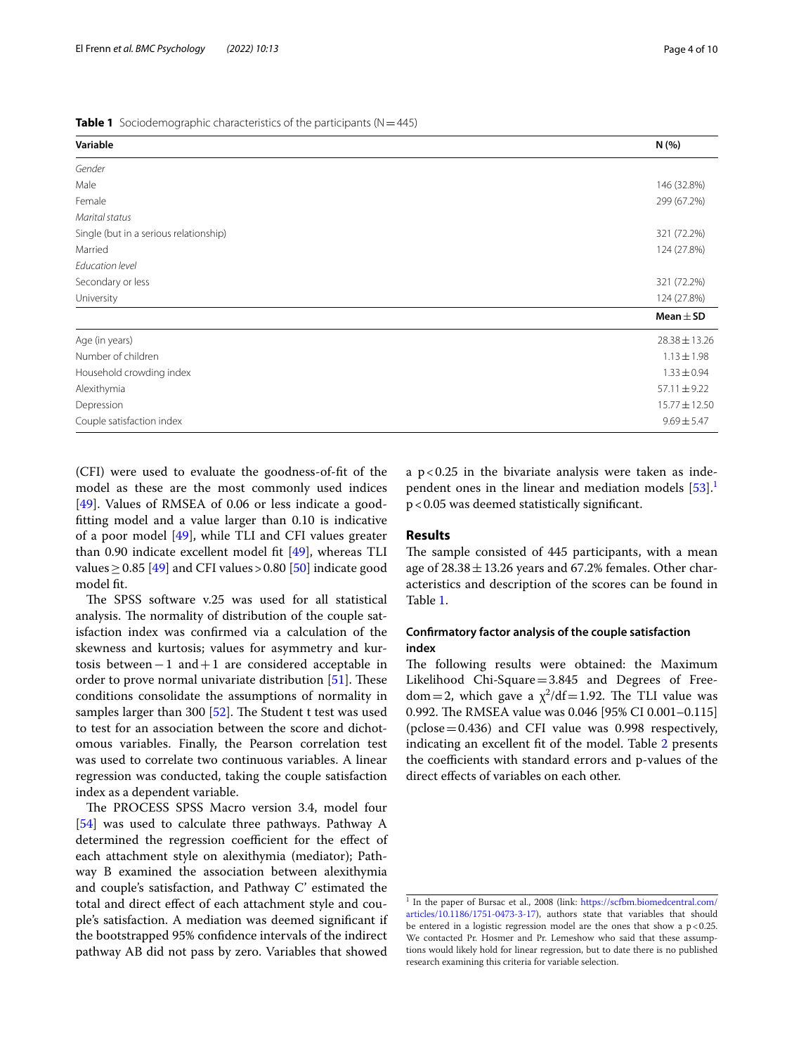**Table 1** Sociodemographic characteristics of the participants (N = 445)

| Variable | N (%) |
|---|---|
| *Gender* | |
| Male | 146 (32.8%) |
| Female | 299 (67.2%) |
| *Marital status* | |
| Single (but in a serious relationship) | 321 (72.2%) |
| Married | 124 (27.8%) |
| *Education level* | |
| Secondary or less | 321 (72.2%) |
| University | 124 (27.8%) |
| | **Mean ± SD** |
| Age (in years) | 28.38 ± 13.26 |
| Number of children | 1.13 ± 1.98 |
| Household crowding index | 1.33 ± 0.94 |
| Alexithymia | 57.11 ± 9.22 |
| Depression | 15.77 ± 12.50 |
| Couple satisfaction index | 9.69 ± 5.47 |

(CFI) were used to evaluate the goodness-of-fit of the model as these are the most commonly used indices [49]. Values of RMSEA of 0.06 or less indicate a good-fitting model and a value larger than 0.10 is indicative of a poor model [49], while TLI and CFI values greater than 0.90 indicate excellent model fit [49], whereas TLI values ≥ 0.85 [49] and CFI values > 0.80 [50] indicate good model fit.

The SPSS software v.25 was used for all statistical analysis. The normality of distribution of the couple satisfaction index was confirmed via a calculation of the skewness and kurtosis; values for asymmetry and kurtosis between −1 and +1 are considered acceptable in order to prove normal univariate distribution [51]. These conditions consolidate the assumptions of normality in samples larger than 300 [52]. The Student t test was used to test for an association between the score and dichotomous variables. Finally, the Pearson correlation test was used to correlate two continuous variables. A linear regression was conducted, taking the couple satisfaction index as a dependent variable.

The PROCESS SPSS Macro version 3.4, model four [54] was used to calculate three pathways. Pathway A determined the regression coefficient for the effect of each attachment style on alexithymia (mediator); Pathway B examined the association between alexithymia and couple's satisfaction, and Pathway C' estimated the total and direct effect of each attachment style and couple's satisfaction. A mediation was deemed significant if the bootstrapped 95% confidence intervals of the indirect pathway AB did not pass by zero. Variables that showed a $p < 0.25$ in the bivariate analysis were taken as independent ones in the linear and mediation models [53].[1] $p < 0.05$ was deemed statistically significant.

## Results

The sample consisted of 445 participants, with a mean age of 28.38 ± 13.26 years and 67.2% females. Other characteristics and description of the scores can be found in Table 1.

### Confirmatory factor analysis of the couple satisfaction index

The following results were obtained: the Maximum Likelihood Chi-Square = 3.845 and Degrees of Freedom = 2, which gave a $\chi^2/df = 1.92$. The TLI value was 0.992. The RMSEA value was 0.046 [95% CI 0.001–0.115] (pclose = 0.436) and CFI value was 0.998 respectively, indicating an excellent fit of the model. Table 2 presents the coefficients with standard errors and p-values of the direct effects of variables on each other.

[1] In the paper of Bursac et al., 2008 (link: https://scfbm.biomedcentral.com/articles/10.1186/1751-0473-3-17), authors state that variables that should be entered in a logistic regression model are the ones that show a $p < 0.25$. We contacted Pr. Hosmer and Pr. Lemeshow who said that these assumptions would likely hold for linear regression, but to date there is no published research examining this criteria for variable selection.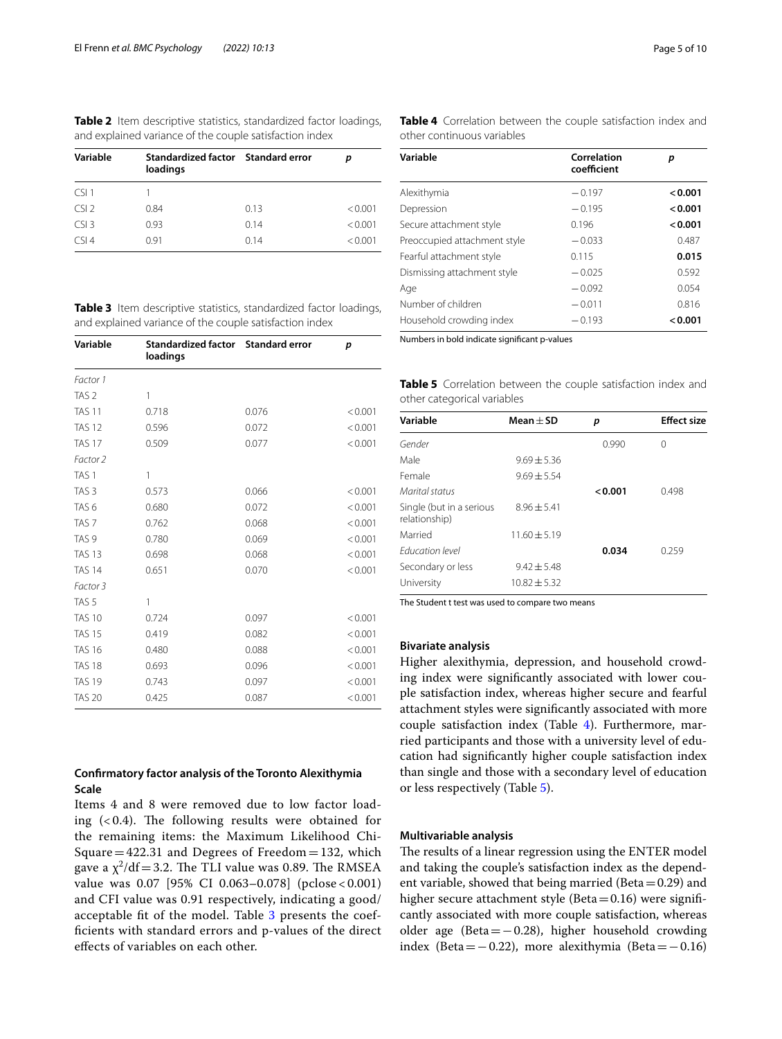**Table 2** Item descriptive statistics, standardized factor loadings, and explained variance of the couple satisfaction index

| Variable | Standardized factor loadings | Standard error | p |
|---|---|---|---|
| CSI 1 | 1 | | |
| CSI 2 | 0.84 | 0.13 | < 0.001 |
| CSI 3 | 0.93 | 0.14 | < 0.001 |
| CSI 4 | 0.91 | 0.14 | < 0.001 |

**Table 3** Item descriptive statistics, standardized factor loadings, and explained variance of the couple satisfaction index

| Variable | Standardized factor loadings | Standard error | p |
|---|---|---|---|
| *Factor 1* | | | |
| TAS 2 | 1 | | |
| TAS 11 | 0.718 | 0.076 | < 0.001 |
| TAS 12 | 0.596 | 0.072 | < 0.001 |
| TAS 17 | 0.509 | 0.077 | < 0.001 |
| *Factor 2* | | | |
| TAS 1 | 1 | | |
| TAS 3 | 0.573 | 0.066 | < 0.001 |
| TAS 6 | 0.680 | 0.072 | < 0.001 |
| TAS 7 | 0.762 | 0.068 | < 0.001 |
| TAS 9 | 0.780 | 0.069 | < 0.001 |
| TAS 13 | 0.698 | 0.068 | < 0.001 |
| TAS 14 | 0.651 | 0.070 | < 0.001 |
| *Factor 3* | | | |
| TAS 5 | 1 | | |
| TAS 10 | 0.724 | 0.097 | < 0.001 |
| TAS 15 | 0.419 | 0.082 | < 0.001 |
| TAS 16 | 0.480 | 0.088 | < 0.001 |
| TAS 18 | 0.693 | 0.096 | < 0.001 |
| TAS 19 | 0.743 | 0.097 | < 0.001 |
| TAS 20 | 0.425 | 0.087 | < 0.001 |

### Confirmatory factor analysis of the Toronto Alexithymia Scale

Items 4 and 8 were removed due to low factor loading (< 0.4). The following results were obtained for the remaining items: the Maximum Likelihood Chi-Square = 422.31 and Degrees of Freedom = 132, which gave a $\chi^2$/df = 3.2. The TLI value was 0.89. The RMSEA value was 0.07 [95% CI 0.063–0.078] (pclose < 0.001) and CFI value was 0.91 respectively, indicating a good/acceptable fit of the model. Table 3 presents the coefficients with standard errors and p-values of the direct effects of variables on each other.

**Table 4** Correlation between the couple satisfaction index and other continuous variables

| Variable | Correlation coefficient | p |
|---|---|---|
| Alexithymia | − 0.197 | **< 0.001** |
| Depression | − 0.195 | **< 0.001** |
| Secure attachment style | 0.196 | **< 0.001** |
| Preoccupied attachment style | − 0.033 | 0.487 |
| Fearful attachment style | 0.115 | **0.015** |
| Dismissing attachment style | − 0.025 | 0.592 |
| Age | − 0.092 | 0.054 |
| Number of children | − 0.011 | 0.816 |
| Household crowding index | − 0.193 | **< 0.001** |

Numbers in bold indicate significant p-values

**Table 5** Correlation between the couple satisfaction index and other categorical variables

| Variable | Mean ± SD | p | Effect size |
|---|---|---|---|
| *Gender* | | 0.990 | 0 |
| Male | 9.69 ± 5.36 | | |
| Female | 9.69 ± 5.54 | | |
| *Marital status* | | **< 0.001** | 0.498 |
| Single (but in a serious relationship) | 8.96 ± 5.41 | | |
| Married | 11.60 ± 5.19 | | |
| *Education level* | | **0.034** | 0.259 |
| Secondary or less | 9.42 ± 5.48 | | |
| University | 10.82 ± 5.32 | | |

The Student t test was used to compare two means

### Bivariate analysis

Higher alexithymia, depression, and household crowding index were significantly associated with lower couple satisfaction index, whereas higher secure and fearful attachment styles were significantly associated with more couple satisfaction index (Table 4). Furthermore, married participants and those with a university level of education had significantly higher couple satisfaction index than single and those with a secondary level of education or less respectively (Table 5).

### Multivariable analysis

The results of a linear regression using the ENTER model and taking the couple's satisfaction index as the dependent variable, showed that being married (Beta = 0.29) and higher secure attachment style (Beta = 0.16) were significantly associated with more couple satisfaction, whereas older age (Beta = − 0.28), higher household crowding index (Beta = − 0.22), more alexithymia (Beta = − 0.16)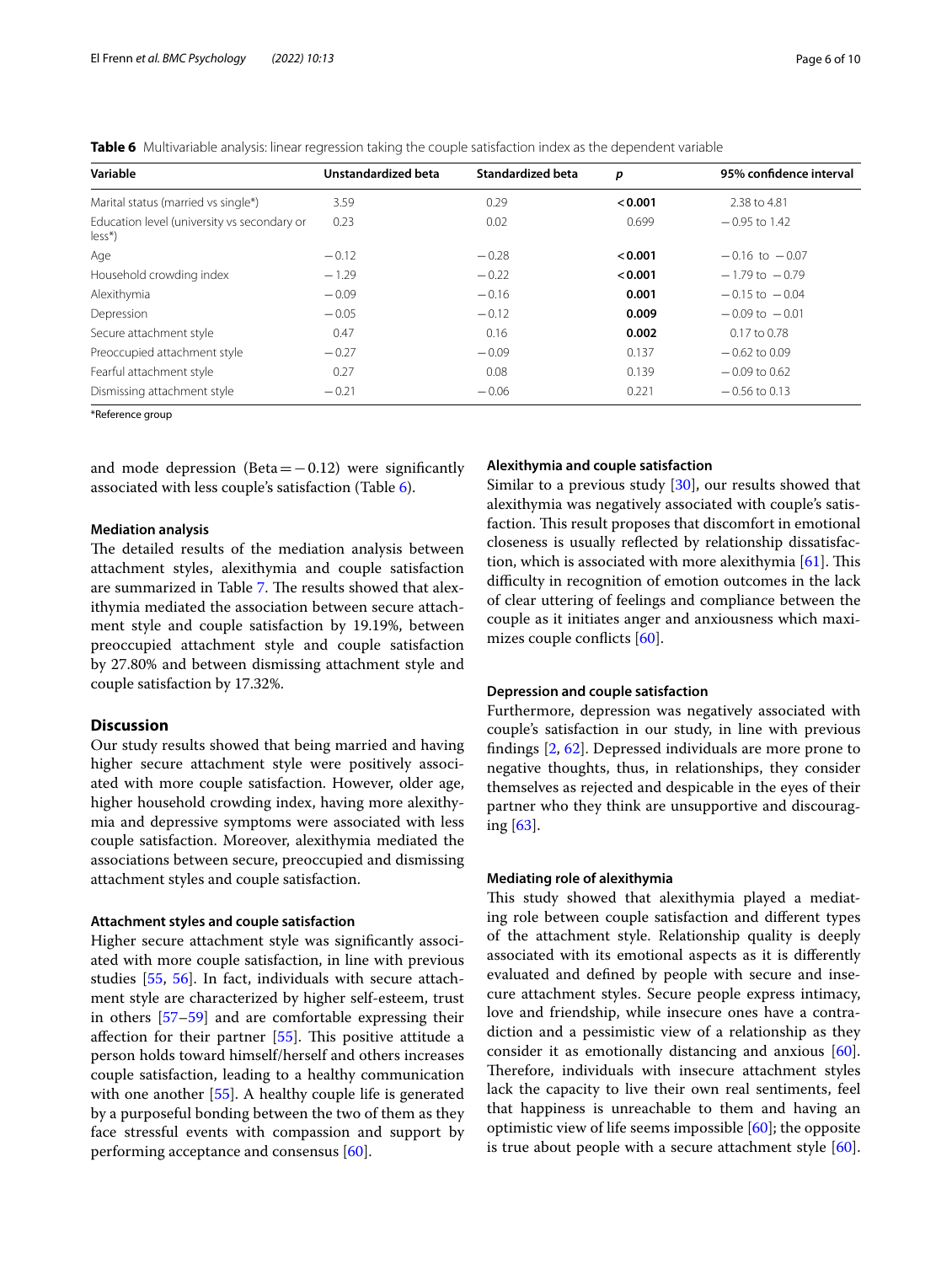**Table 6** Multivariable analysis: linear regression taking the couple satisfaction index as the dependent variable

| Variable | Unstandardized beta | Standardized beta | *p* | 95% confidence interval |
|---|---|---|---|---|
| Marital status (married vs single*) | 3.59 | 0.29 | **< 0.001** | 2.38 to 4.81 |
| Education level (university vs secondary or less*) | 0.23 | 0.02 | 0.699 | − 0.95 to 1.42 |
| Age | − 0.12 | − 0.28 | **< 0.001** | − 0.16 to − 0.07 |
| Household crowding index | − 1.29 | − 0.22 | **< 0.001** | − 1.79 to − 0.79 |
| Alexithymia | − 0.09 | − 0.16 | **0.001** | − 0.15 to − 0.04 |
| Depression | − 0.05 | − 0.12 | **0.009** | − 0.09 to − 0.01 |
| Secure attachment style | 0.47 | 0.16 | **0.002** | 0.17 to 0.78 |
| Preoccupied attachment style | − 0.27 | − 0.09 | 0.137 | − 0.62 to 0.09 |
| Fearful attachment style | 0.27 | 0.08 | 0.139 | − 0.09 to 0.62 |
| Dismissing attachment style | − 0.21 | − 0.06 | 0.221 | − 0.56 to 0.13 |

*Reference group

and mode depression (Beta = − 0.12) were significantly associated with less couple's satisfaction (Table 6).

### Mediation analysis

The detailed results of the mediation analysis between attachment styles, alexithymia and couple satisfaction are summarized in Table 7. The results showed that alexithymia mediated the association between secure attachment style and couple satisfaction by 19.19%, between preoccupied attachment style and couple satisfaction by 27.80% and between dismissing attachment style and couple satisfaction by 17.32%.

## Discussion

Our study results showed that being married and having higher secure attachment style were positively associated with more couple satisfaction. However, older age, higher household crowding index, having more alexithymia and depressive symptoms were associated with less couple satisfaction. Moreover, alexithymia mediated the associations between secure, preoccupied and dismissing attachment styles and couple satisfaction.

### Attachment styles and couple satisfaction

Higher secure attachment style was significantly associated with more couple satisfaction, in line with previous studies [55, 56]. In fact, individuals with secure attachment style are characterized by higher self-esteem, trust in others [57–59] and are comfortable expressing their affection for their partner [55]. This positive attitude a person holds toward himself/herself and others increases couple satisfaction, leading to a healthy communication with one another [55]. A healthy couple life is generated by a purposeful bonding between the two of them as they face stressful events with compassion and support by performing acceptance and consensus [60].

### Alexithymia and couple satisfaction

Similar to a previous study [30], our results showed that alexithymia was negatively associated with couple's satisfaction. This result proposes that discomfort in emotional closeness is usually reflected by relationship dissatisfaction, which is associated with more alexithymia [61]. This difficulty in recognition of emotion outcomes in the lack of clear uttering of feelings and compliance between the couple as it initiates anger and anxiousness which maximizes couple conflicts [60].

### Depression and couple satisfaction

Furthermore, depression was negatively associated with couple's satisfaction in our study, in line with previous findings [2, 62]. Depressed individuals are more prone to negative thoughts, thus, in relationships, they consider themselves as rejected and despicable in the eyes of their partner who they think are unsupportive and discouraging [63].

### Mediating role of alexithymia

This study showed that alexithymia played a mediating role between couple satisfaction and different types of the attachment style. Relationship quality is deeply associated with its emotional aspects as it is differently evaluated and defined by people with secure and insecure attachment styles. Secure people express intimacy, love and friendship, while insecure ones have a contradiction and a pessimistic view of a relationship as they consider it as emotionally distancing and anxious [60]. Therefore, individuals with insecure attachment styles lack the capacity to live their own real sentiments, feel that happiness is unreachable to them and having an optimistic view of life seems impossible [60]; the opposite is true about people with a secure attachment style [60].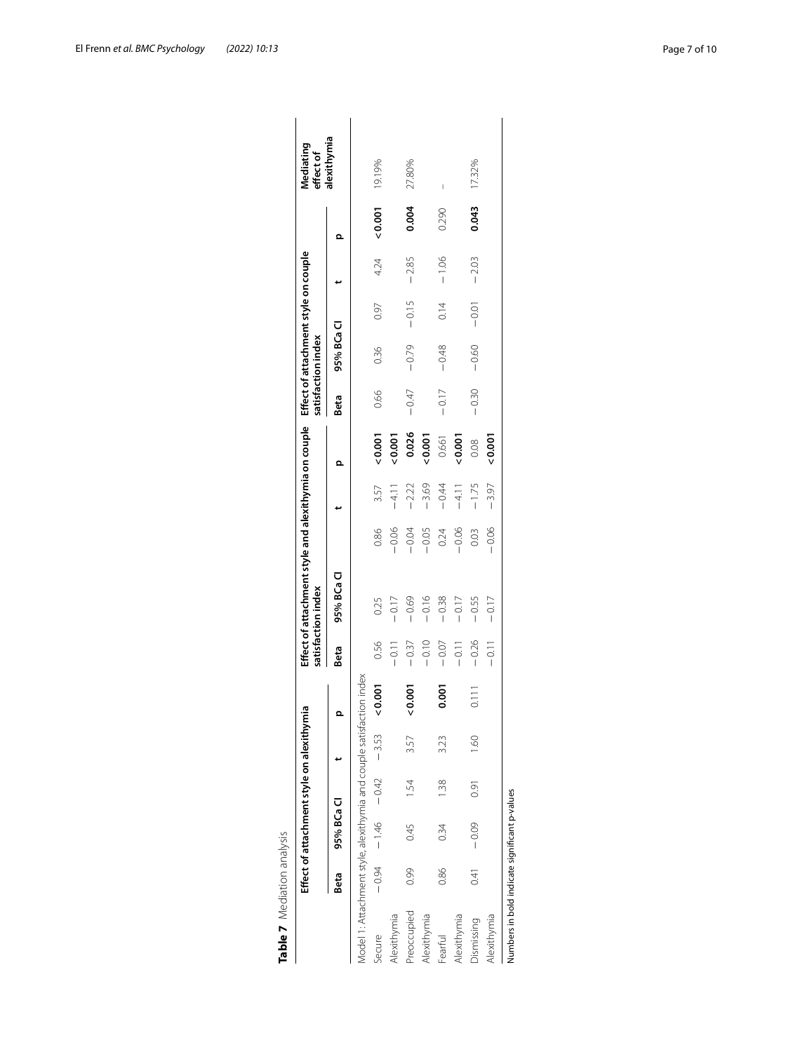**Table 7** Mediation analysis

| | Effect of attachment style on alexithymia | | | | | Effect of attachment style and alexithymia on couple satisfaction index | | | | | Effect of attachment style on couple satisfaction index | | | | | Mediating effect of alexithymia |
|---|---|---|---|---|---|---|---|---|---|---|---|---|---|---|---|---|
| | Beta | 95% BCa CI | | t | p | Beta | 95% BCa CI | | t | p | Beta | 95% BCa CI | | t | p | |
| Model 1: Attachment style, alexithymia and couple satisfaction index | | | | | | | | | | | | | | | | |
| Secure | −0.94 | −1.46 | −0.42 | −3.53 | **<0.001** | 0.56 | 0.25 | 0.86 | 3.57 | **<0.001** | 0.66 | 0.36 | 0.97 | 4.24 | **<0.001** | 19.19% |
| Alexithymia | | | | | | −0.11 | −0.17 | −0.06 | −4.11 | **<0.001** | | | | | | |
| Preoccupied | 0.99 | 0.45 | 1.54 | 3.57 | **<0.001** | −0.37 | −0.69 | −0.04 | −2.22 | **0.026** | −0.47 | −0.79 | −0.15 | −2.85 | **0.004** | 27.80% |
| Alexithymia | | | | | | −0.10 | −0.16 | −0.05 | −3.69 | **<0.001** | | | | | | |
| Fearful | 0.86 | 0.34 | 1.38 | 3.23 | **0.001** | −0.07 | −0.38 | 0.24 | −0.44 | 0.661 | −0.17 | −0.48 | 0.14 | −1.06 | 0.290 | – |
| Alexithymia | | | | | | −0.11 | −0.17 | −0.06 | −4.11 | **<0.001** | | | | | | |
| Dismissing | 0.41 | −0.09 | 0.91 | 1.60 | 0.111 | −0.26 | −0.55 | 0.03 | −1.75 | 0.08 | −0.30 | −0.60 | −0.01 | −2.03 | **0.043** | 17.32% |
| Alexithymia | | | | | | −0.11 | −0.17 | −0.06 | −3.97 | **<0.001** | | | | | | |

Numbers in bold indicate significant p-values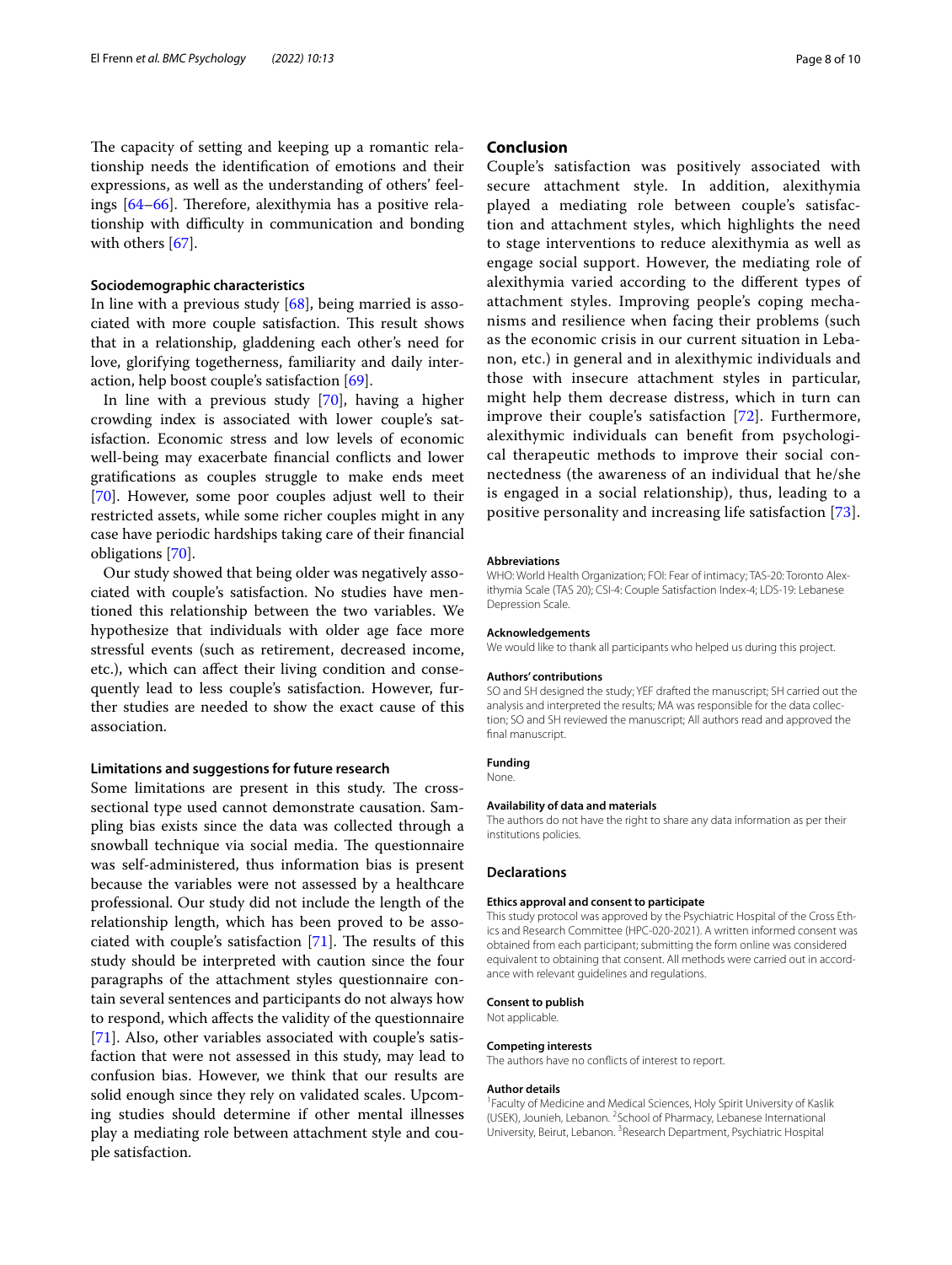The capacity of setting and keeping up a romantic relationship needs the identification of emotions and their expressions, as well as the understanding of others' feelings [64–66]. Therefore, alexithymia has a positive relationship with difficulty in communication and bonding with others [67].

### Sociodemographic characteristics

In line with a previous study [68], being married is associated with more couple satisfaction. This result shows that in a relationship, gladdening each other's need for love, glorifying togetherness, familiarity and daily interaction, help boost couple's satisfaction [69].

In line with a previous study [70], having a higher crowding index is associated with lower couple's satisfaction. Economic stress and low levels of economic well-being may exacerbate financial conflicts and lower gratifications as couples struggle to make ends meet [70]. However, some poor couples adjust well to their restricted assets, while some richer couples might in any case have periodic hardships taking care of their financial obligations [70].

Our study showed that being older was negatively associated with couple's satisfaction. No studies have mentioned this relationship between the two variables. We hypothesize that individuals with older age face more stressful events (such as retirement, decreased income, etc.), which can affect their living condition and consequently lead to less couple's satisfaction. However, further studies are needed to show the exact cause of this association.

### Limitations and suggestions for future research

Some limitations are present in this study. The cross-sectional type used cannot demonstrate causation. Sampling bias exists since the data was collected through a snowball technique via social media. The questionnaire was self-administered, thus information bias is present because the variables were not assessed by a healthcare professional. Our study did not include the length of the relationship length, which has been proved to be associated with couple's satisfaction [71]. The results of this study should be interpreted with caution since the four paragraphs of the attachment styles questionnaire contain several sentences and participants do not always know how to respond, which affects the validity of the questionnaire [71]. Also, other variables associated with couple's satisfaction that were not assessed in this study, may lead to confusion bias. However, we think that our results are solid enough since they rely on validated scales. Upcoming studies should determine if other mental illnesses play a mediating role between attachment style and couple satisfaction.

## Conclusion

Couple's satisfaction was positively associated with secure attachment style. In addition, alexithymia played a mediating role between couple's satisfaction and attachment styles, which highlights the need to stage interventions to reduce alexithymia as well as engage social support. However, the mediating role of alexithymia varied according to the different types of attachment styles. Improving people's coping mechanisms and resilience when facing their problems (such as the economic crisis in our current situation in Lebanon, etc.) in general and in alexithymic individuals and those with insecure attachment styles in particular, might help them decrease distress, which in turn can improve their couple's satisfaction [72]. Furthermore, alexithymic individuals can benefit from psychological therapeutic methods to improve their social connectedness (the awareness of an individual that he/she is engaged in a social relationship), thus, leading to a positive personality and increasing life satisfaction [73].

#### Abbreviations

WHO: World Health Organization; FOI: Fear of intimacy; TAS-20: Toronto Alexithymia Scale (TAS 20); CSI-4: Couple Satisfaction Index-4; LDS-19: Lebanese Depression Scale.

#### Acknowledgements

We would like to thank all participants who helped us during this project.

#### Authors' contributions

SO and SH designed the study; YEF drafted the manuscript; SH carried out the analysis and interpreted the results; MA was responsible for the data collection; SO and SH reviewed the manuscript; All authors read and approved the final manuscript.

#### Funding

None.

#### Availability of data and materials

The authors do not have the right to share any data information as per their institutions policies.

## Declarations

#### Ethics approval and consent to participate

This study protocol was approved by the Psychiatric Hospital of the Cross Ethics and Research Committee (HPC-020-2021). A written informed consent was obtained from each participant; submitting the form online was considered equivalent to obtaining that consent. All methods were carried out in accordance with relevant guidelines and regulations.

#### Consent to publish

Not applicable.

#### Competing interests

The authors have no conflicts of interest to report.

#### Author details

[1]Faculty of Medicine and Medical Sciences, Holy Spirit University of Kaslik (USEK), Jounieh, Lebanon. [2]School of Pharmacy, Lebanese International University, Beirut, Lebanon. [3]Research Department, Psychiatric Hospital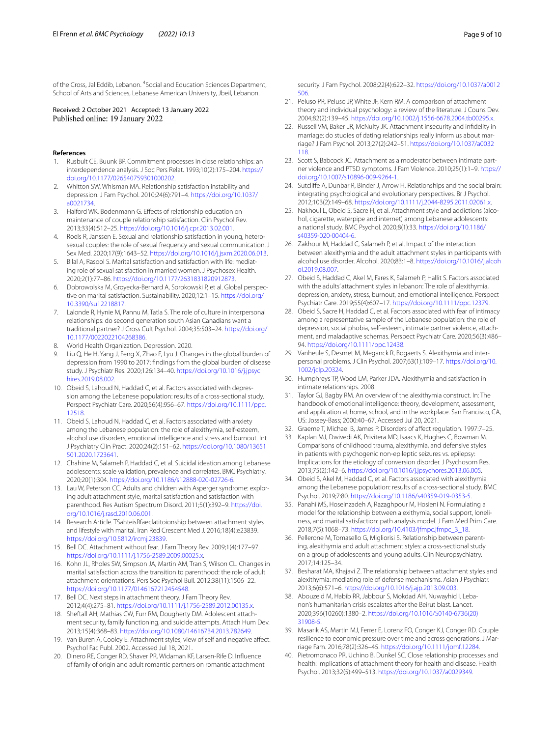of the Cross, Jal Eddib, Lebanon. [4]Social and Education Sciences Department, School of Arts and Sciences, Lebanese American University, Jbeil, Lebanon.

Received: 2 October 2021 Accepted: 13 January 2022
Published online: 19 January 2022

## References

1. Rusbult CE, Buunk BP. Commitment processes in close relationships: an interdependence analysis. J Soc Pers Relat. 1993;10(2):175–204. https://doi.org/10.1177/026540759301000202.
2. Whitton SW, Whisman MA. Relationship satisfaction instability and depression. J Fam Psychol. 2010;24(6):791–4. https://doi.org/10.1037/a0021734.
3. Halford WK, Bodenmann G. Effects of relationship education on maintenance of couple relationship satisfaction. Clin Psychol Rev. 2013;33(4):512–25. https://doi.org/10.1016/j.cpr.2013.02.001.
4. Roels R, Janssen E. Sexual and relationship satisfaction in young, heterosexual couples: the role of sexual frequency and sexual communication. J Sex Med. 2020;17(9):1643–52. https://doi.org/10.1016/j.jsxm.2020.06.013.
5. Bilal A, Rasool S. Marital satisfaction and satisfaction with life: mediating role of sexual satisfaction in married women. J Psychosex Health. 2020;2(1):77–86. https://doi.org/10.1177/2631831820912873.
6. Dobrowolska M, Groyecka-Bernard A, Sorokowski P, et al. Global perspective on marital satisfaction. Sustainability. 2020;12:1–15. https://doi.org/10.3390/su12218817.
7. Lalonde R, Hynie M, Pannu M, Tatla S. The role of culture in interpersonal relationships: do second generation south Asian Canadians want a traditional partner? J Cross Cult Psychol. 2004;35:503–24. https://doi.org/10.1177/0022022104268386.
8. World Health Organization. Depression. 2020.
9. Liu Q, He H, Yang J, Feng X, Zhao F, Lyu J. Changes in the global burden of depression from 1990 to 2017: findings from the global burden of disease study. J Psychiatr Res. 2020;126:134–40. https://doi.org/10.1016/j.jpsychires.2019.08.002.
10. Obeid S, Lahoud N, Haddad C, et al. Factors associated with depression among the Lebanese population: results of a cross-sectional study. Perspect Psychiatr Care. 2020;56(4):956–67. https://doi.org/10.1111/ppc.12518.
11. Obeid S, Lahoud N, Haddad C, et al. Factors associated with anxiety among the Lebanese population: the role of alexithymia, self-esteem, alcohol use disorders, emotional intelligence and stress and burnout. Int J Psychiatry Clin Pract. 2020;24(2):151–62. https://doi.org/10.1080/13651501.2020.1723641.
12. Chahine M, Salameh P, Haddad C, et al. Suicidal ideation among Lebanese adolescents: scale validation, prevalence and correlates. BMC Psychiatry. 2020;20(1):304. https://doi.org/10.1186/s12888-020-02726-6.
13. Lau W, Peterson CC. Adults and children with Asperger syndrome: exploring adult attachment style, marital satisfaction and satisfaction with parenthood. Res Autism Spectrum Disord. 2011;5(1):392–9. https://doi.org/10.1016/j.rasd.2010.06.001.
14. Research Article. TSahteisRfaeclatitoionship between attachment styles and lifestyle with marital. Iran Red Crescent Med J. 2016;18(4):e23839. https://doi.org/10.5812/ircmj.23839.
15. Bell DC. Attachment without fear. J Fam Theory Rev. 2009;1(4):177–97. https://doi.org/10.1111/j.1756-2589.2009.00025.x.
16. Kohn JL, Rholes SW, Simpson JA, Martin AM, Tran S, Wilson CL. Changes in marital satisfaction across the transition to parenthood: the role of adult attachment orientations. Pers Soc Psychol Bull. 2012;38(11):1506–22. https://doi.org/10.1177/0146167212454548.
17. Bell DC. Next steps in attachment theory. J Fam Theory Rev. 2012;4(4):275–81. https://doi.org/10.1111/j.1756-2589.2012.00135.x.
18. Sheftall AH, Mathias CW, Furr RM, Dougherty DM. Adolescent attachment security, family functioning, and suicide attempts. Attach Hum Dev. 2013;15(4):368–83. https://doi.org/10.1080/14616734.2013.782649.
19. Van Buren A, Cooley E. Attachment styles, view of self and negative affect. Psychol Fac Publ. 2002. Accessed Jul 18, 2021.
20. Dinero RE, Conger RD, Shaver PR, Widaman KF, Larsen-Rife D. Influence of family of origin and adult romantic partners on romantic attachment security. J Fam Psychol. 2008;22(4):622–32. https://doi.org/10.1037/a0012506.
21. Peluso PR, Peluso JP, White JF, Kern RM. A comparison of attachment theory and individual psychology: a review of the literature. J Couns Dev. 2004;82(2):139–45. https://doi.org/10.1002/j.1556-6678.2004.tb00295.x.
22. Russell VM, Baker LR, McNulty JK. Attachment insecurity and infidelity in marriage: do studies of dating relationships really inform us about marriage? J Fam Psychol. 2013;27(2):242–51. https://doi.org/10.1037/a0032118.
23. Scott S, Babcock JC. Attachment as a moderator between intimate partner violence and PTSD symptoms. J Fam Violence. 2010;25(1):1–9. https://doi.org/10.1007/s10896-009-9264-1.
24. Sutcliffe A, Dunbar R, Binder J, Arrow H. Relationships and the social brain: integrating psychological and evolutionary perspectives. Br J Psychol. 2012;103(2):149–68. https://doi.org/10.1111/j.2044-8295.2011.02061.x.
25. Nakhoul L, Obeid S, Sacre H, et al. Attachment style and addictions (alcohol, cigarette, waterpipe and internet) among Lebanese adolescents: a national study. BMC Psychol. 2020;8(1):33. https://doi.org/10.1186/s40359-020-00404-6.
26. Zakhour M, Haddad C, Salameh P, et al. Impact of the interaction between alexithymia and the adult attachment styles in participants with alcohol use disorder. Alcohol. 2020;83:1–8. https://doi.org/10.1016/j.alcohol.2019.08.007.
27. Obeid S, Haddad C, Akel M, Fares K, Salameh P, Hallit S. Factors associated with the adults' attachment styles in lebanon: The role of alexithymia, depression, anxiety, stress, burnout, and emotional intelligence. Perspect Psychiatr Care. 2019;55(4):607–17. https://doi.org/10.1111/ppc.12379.
28. Obeid S, Sacre H, Haddad C, et al. Factors associated with fear of intimacy among a representative sample of the Lebanese population: the role of depression, social phobia, self-esteem, intimate partner violence, attachment, and maladaptive schemas. Perspect Psychiatr Care. 2020;56(3):486–94. https://doi.org/10.1111/ppc.12438.
29. Vanheule S, Desmet M, Meganck R, Bogaerts S. Alexithymia and interpersonal problems. J Clin Psychol. 2007;63(1):109–17. https://doi.org/10.1002/jclp.20324.
30. Humphreys TP, Wood LM, Parker JDA. Alexithymia and satisfaction in intimate relationships. 2008.
31. Taylor GJ, Bagby RM. An overview of the alexithymia construct. In: The handbook of emotional intelligence: theory, development, assessment, and application at home, school, and in the workplace. San Francisco, CA, US: Jossey-Bass; 2000:40–67. Accessed Jul 20, 2021.
32. Graeme T, Michael B, James P. Disorders of affect regulation. 1997:7–25.
33. Kaplan MJ, Dwivedi AK, Privitera MD, Isaacs K, Hughes C, Bowman M. Comparisons of childhood trauma, alexithymia, and defensive styles in patients with psychogenic non-epileptic seizures vs. epilepsy: Implications for the etiology of conversion disorder. J Psychosom Res. 2013;75(2):142–6. https://doi.org/10.1016/j.jpsychores.2013.06.005.
34. Obeid S, Akel M, Haddad C, et al. Factors associated with alexithymia among the Lebanese population: results of a cross-sectional study. BMC Psychol. 2019;7:80. https://doi.org/10.1186/s40359-019-0353-5.
35. Panahi MS, Hoseinzadeh A, Razaghpour M, Hosieni N. Formulating a model for the relationship between alexithymia, social support, loneliness, and marital satisfaction: path analysis model. J Fam Med Prim Care. 2018;7(5):1068–73. https://doi.org/10.4103/jfmpc.jfmpc_3_18.
36. Pellerone M, Tomasello G, Migliorisi S. Relationship between parenting, alexithymia and adult attachment styles: a cross-sectional study on a group of adolescents and young adults. Clin Neuropsychiatry. 2017;14:125–34.
37. Besharat MA, Khajavi Z. The relationship between attachment styles and alexithymia: mediating role of defense mechanisms. Asian J Psychiatr. 2013;6(6):571–6. https://doi.org/10.1016/j.ajp.2013.09.003.
38. Abouzeid M, Habib RR, Jabbour S, Mokdad AH, Nuwayhid I. Lebanon's humanitarian crisis escalates after the Beirut blast. Lancet. 2020;396(10260):1380–2. https://doi.org/10.1016/S0140-6736(20)31908-5.
39. Masarik AS, Martin MJ, Ferrer E, Lorenz FO, Conger KJ, Conger RD. Couple resilience to economic pressure over time and across generations. J Marriage Fam. 2016;78(2):326–45. https://doi.org/10.1111/jomf.12284.
40. Pietromonaco PR, Uchino B, Dunkel SC. Close relationship processes and health: implications of attachment theory for health and disease. Health Psychol. 2013;32(5):499–513. https://doi.org/10.1037/a0029349.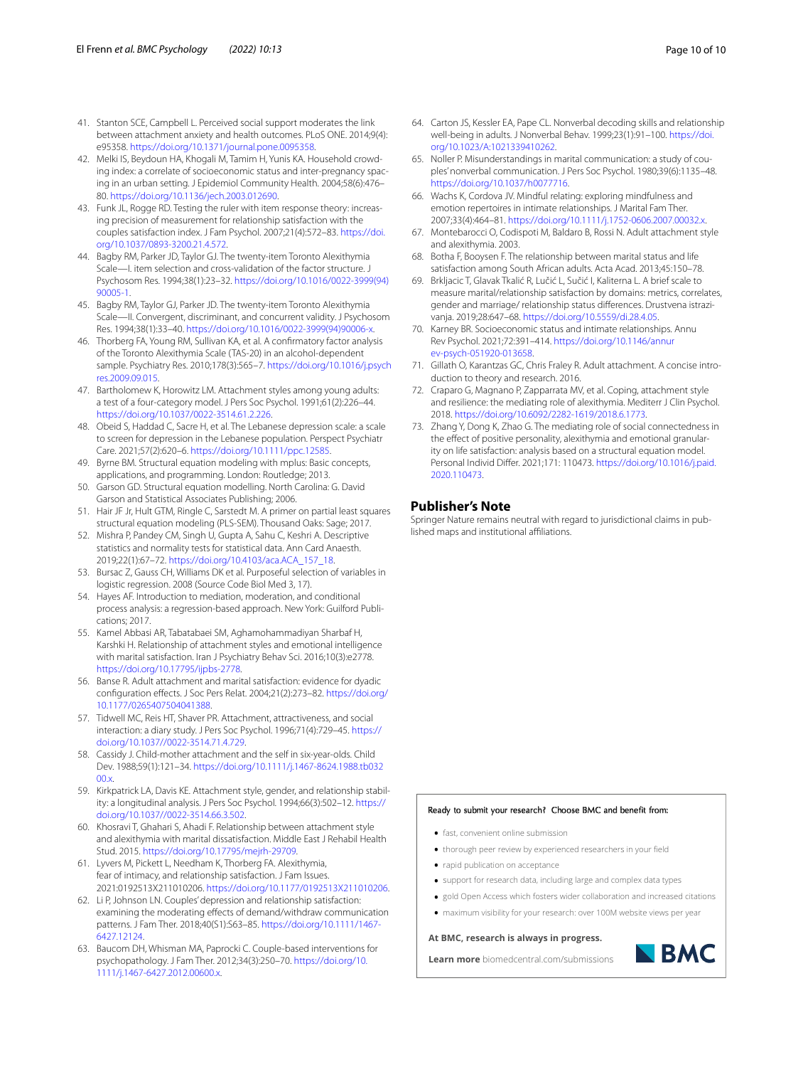41. Stanton SCE, Campbell L. Perceived social support moderates the link between attachment anxiety and health outcomes. PLoS ONE. 2014;9(4): e95358. https://doi.org/10.1371/journal.pone.0095358.
42. Melki IS, Beydoun HA, Khogali M, Tamim H, Yunis KA. Household crowding index: a correlate of socioeconomic status and inter-pregnancy spacing in an urban setting. J Epidemiol Community Health. 2004;58(6):476–80. https://doi.org/10.1136/jech.2003.012690.
43. Funk JL, Rogge RD. Testing the ruler with item response theory: increasing precision of measurement for relationship satisfaction with the couples satisfaction index. J Fam Psychol. 2007;21(4):572–83. https://doi.org/10.1037/0893-3200.21.4.572.
44. Bagby RM, Parker JD, Taylor GJ. The twenty-item Toronto Alexithymia Scale—I. item selection and cross-validation of the factor structure. J Psychosom Res. 1994;38(1):23–32. https://doi.org/10.1016/0022-3999(94)90005-1.
45. Bagby RM, Taylor GJ, Parker JD. The twenty-item Toronto Alexithymia Scale—II. Convergent, discriminant, and concurrent validity. J Psychosom Res. 1994;38(1):33–40. https://doi.org/10.1016/0022-3999(94)90006-x.
46. Thorberg FA, Young RM, Sullivan KA, et al. A confirmatory factor analysis of the Toronto Alexithymia Scale (TAS-20) in an alcohol-dependent sample. Psychiatry Res. 2010;178(3):565–7. https://doi.org/10.1016/j.psychres.2009.09.015.
47. Bartholomew K, Horowitz LM. Attachment styles among young adults: a test of a four-category model. J Pers Soc Psychol. 1991;61(2):226–44. https://doi.org/10.1037/0022-3514.61.2.226.
48. Obeid S, Haddad C, Sacre H, et al. The Lebanese depression scale: a scale to screen for depression in the Lebanese population. Perspect Psychiatr Care. 2021;57(2):620–6. https://doi.org/10.1111/ppc.12585.
49. Byrne BM. Structural equation modeling with mplus: Basic concepts, applications, and programming. London: Routledge; 2013.
50. Garson GD. Structural equation modelling. North Carolina: G. David Garson and Statistical Associates Publishing; 2006.
51. Hair JF Jr, Hult GTM, Ringle C, Sarstedt M. A primer on partial least squares structural equation modeling (PLS-SEM). Thousand Oaks: Sage; 2017.
52. Mishra P, Pandey CM, Singh U, Gupta A, Sahu C, Keshri A. Descriptive statistics and normality tests for statistical data. Ann Card Anaesth. 2019;22(1):67–72. https://doi.org/10.4103/aca.ACA_157_18.
53. Bursac Z, Gauss CH, Williams DK et al. Purposeful selection of variables in logistic regression. 2008 (Source Code Biol Med 3, 17).
54. Hayes AF. Introduction to mediation, moderation, and conditional process analysis: a regression-based approach. New York: Guilford Publications; 2017.
55. Kamel Abbasi AR, Tabatabaei SM, Aghamohammadiyan Sharbaf H, Karshki H. Relationship of attachment styles and emotional intelligence with marital satisfaction. Iran J Psychiatry Behav Sci. 2016;10(3):e2778. https://doi.org/10.17795/ijpbs-2778.
56. Banse R. Adult attachment and marital satisfaction: evidence for dyadic configuration effects. J Soc Pers Relat. 2004;21(2):273–82. https://doi.org/10.1177/0265407504041388.
57. Tidwell MC, Reis HT, Shaver PR. Attachment, attractiveness, and social interaction: a diary study. J Pers Soc Psychol. 1996;71(4):729–45. https://doi.org/10.1037//0022-3514.71.4.729.
58. Cassidy J. Child-mother attachment and the self in six-year-olds. Child Dev. 1988;59(1):121–34. https://doi.org/10.1111/j.1467-8624.1988.tb03200.x.
59. Kirkpatrick LA, Davis KE. Attachment style, gender, and relationship stability: a longitudinal analysis. J Pers Soc Psychol. 1994;66(3):502–12. https://doi.org/10.1037//0022-3514.66.3.502.
60. Khosravi T, Ghahari S, Ahadi F. Relationship between attachment style and alexithymia with marital dissatisfaction. Middle East J Rehabil Health Stud. 2015. https://doi.org/10.17795/mejrh-29709.
61. Lyvers M, Pickett L, Needham K, Thorberg FA. Alexithymia, fear of intimacy, and relationship satisfaction. J Fam Issues. 2021:0192513X211010206. https://doi.org/10.1177/0192513X211010206.
62. Li P, Johnson LN. Couples' depression and relationship satisfaction: examining the moderating effects of demand/withdraw communication patterns. J Fam Ther. 2018;40(S1):S63–85. https://doi.org/10.1111/1467-6427.12124.
63. Baucom DH, Whisman MA, Paprocki C. Couple-based interventions for psychopathology. J Fam Ther. 2012;34(3):250–70. https://doi.org/10.1111/j.1467-6427.2012.00600.x.
64. Carton JS, Kessler EA, Pape CL. Nonverbal decoding skills and relationship well-being in adults. J Nonverbal Behav. 1999;23(1):91–100. https://doi.org/10.1023/A:1021339410262.
65. Noller P. Misunderstandings in marital communication: a study of couples' nonverbal communication. J Pers Soc Psychol. 1980;39(6):1135–48. https://doi.org/10.1037/h0077716.
66. Wachs K, Cordova JV. Mindful relating: exploring mindfulness and emotion repertoires in intimate relationships. J Marital Fam Ther. 2007;33(4):464–81. https://doi.org/10.1111/j.1752-0606.2007.00032.x.
67. Montebarocci O, Codispoti M, Baldaro B, Rossi N. Adult attachment style and alexithymia. 2003.
68. Botha F, Booysen F. The relationship between marital status and life satisfaction among South African adults. Acta Acad. 2013;45:150–78.
69. Brkljacic T, Glavak Tkalić R, Lučić L, Sučić I, Kaliterna L. A brief scale to measure marital/relationship satisfaction by domains: metrics, correlates, gender and marriage/ relationship status differences. Drustvena istrazivanja. 2019;28:647–68. https://doi.org/10.5559/di.28.4.05.
70. Karney BR. Socioeconomic status and intimate relationships. Annu Rev Psychol. 2021;72:391–414. https://doi.org/10.1146/annurev-psych-051920-013658.
71. Gillath O, Karantzas GC, Chris Fraley R. Adult attachment. A concise introduction to theory and research. 2016.
72. Craparo G, Magnano P, Zapparrata MV, et al. Coping, attachment style and resilience: the mediating role of alexithymia. Mediterr J Clin Psychol. 2018. https://doi.org/10.6092/2282-1619/2018.6.1773.
73. Zhang Y, Dong K, Zhao G. The mediating role of social connectedness in the effect of positive personality, alexithymia and emotional granularity on life satisfaction: analysis based on a structural equation model. Personal Individ Differ. 2021;171: 110473. https://doi.org/10.1016/j.paid.2020.110473.

## Publisher's Note

Springer Nature remains neutral with regard to jurisdictional claims in published maps and institutional affiliations.

Ready to submit your research? Choose BMC and benefit from:

- fast, convenient online submission
- thorough peer review by experienced researchers in your field
- rapid publication on acceptance
- support for research data, including large and complex data types
- gold Open Access which fosters wider collaboration and increased citations
- maximum visibility for your research: over 100M website views per year

**At BMC, research is always in progress.**

**Learn more** biomedcentral.com/submissions

BMC